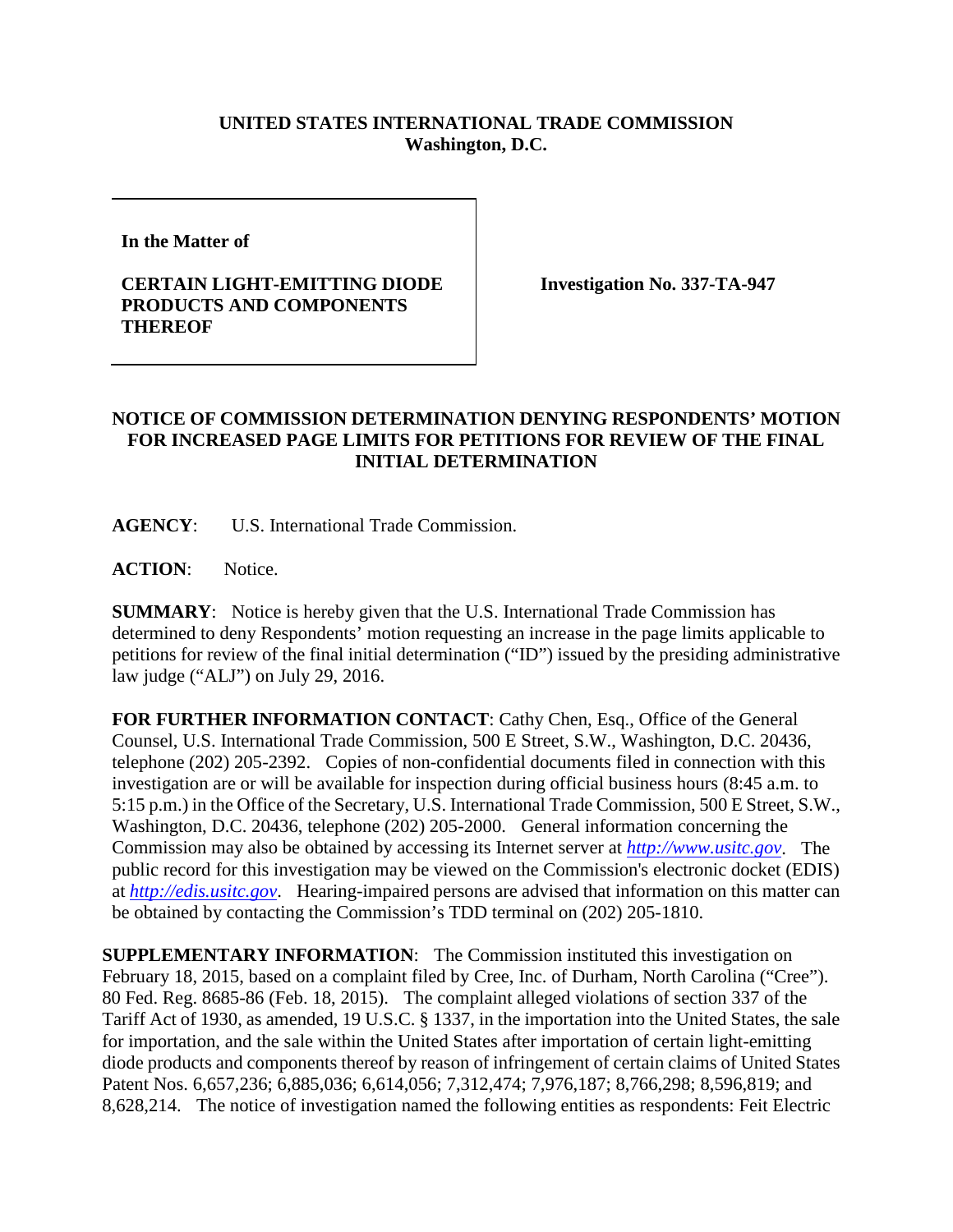**UNITED STATES INTERNATIONAL TRADE COMMISSION**
**Washington, D.C.**

| In the Matter of CERTAIN LIGHT-EMITTING DIODE PRODUCTS AND COMPONENTS THEREOF | Investigation No. 337-TA-947 |
|---|---|

**In the Matter of**

**CERTAIN LIGHT-EMITTING DIODE PRODUCTS AND COMPONENTS THEREOF**

**Investigation No. 337-TA-947**

## NOTICE OF COMMISSION DETERMINATION DENYING RESPONDENTS' MOTION FOR INCREASED PAGE LIMITS FOR PETITIONS FOR REVIEW OF THE FINAL INITIAL DETERMINATION

**AGENCY**: U.S. International Trade Commission.

**ACTION**: Notice.

**SUMMARY**: Notice is hereby given that the U.S. International Trade Commission has determined to deny Respondents' motion requesting an increase in the page limits applicable to petitions for review of the final initial determination ("ID") issued by the presiding administrative law judge ("ALJ") on July 29, 2016.

**FOR FURTHER INFORMATION CONTACT**: Cathy Chen, Esq., Office of the General Counsel, U.S. International Trade Commission, 500 E Street, S.W., Washington, D.C. 20436, telephone (202) 205-2392. Copies of non-confidential documents filed in connection with this investigation are or will be available for inspection during official business hours (8:45 a.m. to 5:15 p.m.) in the Office of the Secretary, U.S. International Trade Commission, 500 E Street, S.W., Washington, D.C. 20436, telephone (202) 205-2000. General information concerning the Commission may also be obtained by accessing its Internet server at *http://www.usitc.gov*. The public record for this investigation may be viewed on the Commission's electronic docket (EDIS) at *http://edis.usitc.gov*. Hearing-impaired persons are advised that information on this matter can be obtained by contacting the Commission's TDD terminal on (202) 205-1810.

**SUPPLEMENTARY INFORMATION**: The Commission instituted this investigation on February 18, 2015, based on a complaint filed by Cree, Inc. of Durham, North Carolina ("Cree"). 80 Fed. Reg. 8685-86 (Feb. 18, 2015). The complaint alleged violations of section 337 of the Tariff Act of 1930, as amended, 19 U.S.C. § 1337, in the importation into the United States, the sale for importation, and the sale within the United States after importation of certain light-emitting diode products and components thereof by reason of infringement of certain claims of United States Patent Nos. 6,657,236; 6,885,036; 6,614,056; 7,312,474; 7,976,187; 8,766,298; 8,596,819; and 8,628,214. The notice of investigation named the following entities as respondents: Feit Electric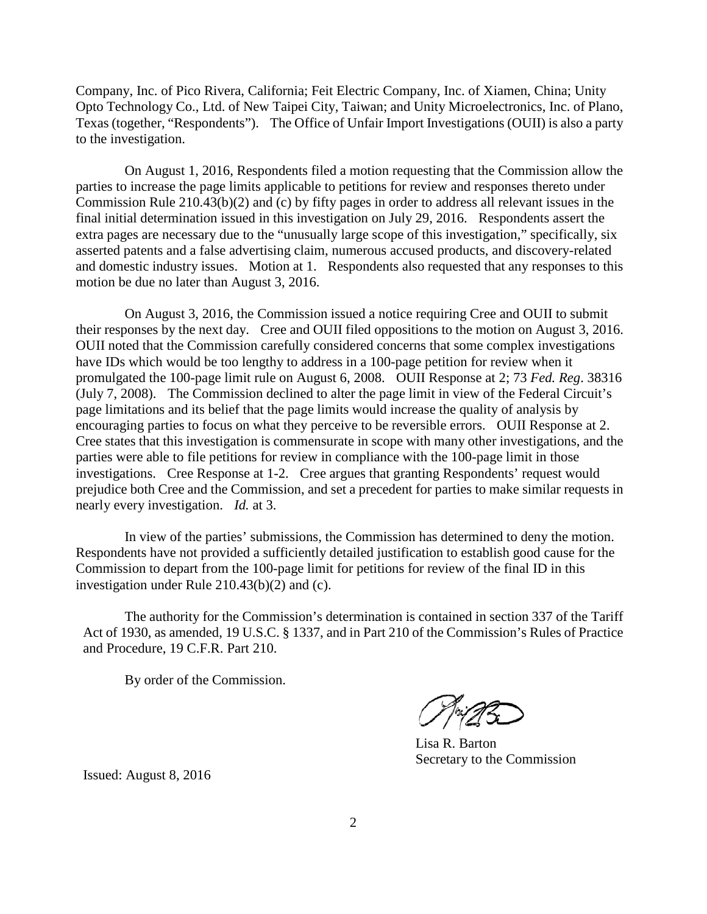Company, Inc. of Pico Rivera, California; Feit Electric Company, Inc. of Xiamen, China; Unity Opto Technology Co., Ltd. of New Taipei City, Taiwan; and Unity Microelectronics, Inc. of Plano, Texas (together, "Respondents"). The Office of Unfair Import Investigations (OUII) is also a party to the investigation.

On August 1, 2016, Respondents filed a motion requesting that the Commission allow the parties to increase the page limits applicable to petitions for review and responses thereto under Commission Rule 210.43(b)(2) and (c) by fifty pages in order to address all relevant issues in the final initial determination issued in this investigation on July 29, 2016. Respondents assert the extra pages are necessary due to the "unusually large scope of this investigation," specifically, six asserted patents and a false advertising claim, numerous accused products, and discovery-related and domestic industry issues. Motion at 1. Respondents also requested that any responses to this motion be due no later than August 3, 2016.

On August 3, 2016, the Commission issued a notice requiring Cree and OUII to submit their responses by the next day. Cree and OUII filed oppositions to the motion on August 3, 2016. OUII noted that the Commission carefully considered concerns that some complex investigations have IDs which would be too lengthy to address in a 100-page petition for review when it promulgated the 100-page limit rule on August 6, 2008. OUII Response at 2; 73 *Fed. Reg*. 38316 (July 7, 2008). The Commission declined to alter the page limit in view of the Federal Circuit's page limitations and its belief that the page limits would increase the quality of analysis by encouraging parties to focus on what they perceive to be reversible errors. OUII Response at 2. Cree states that this investigation is commensurate in scope with many other investigations, and the parties were able to file petitions for review in compliance with the 100-page limit in those investigations. Cree Response at 1-2. Cree argues that granting Respondents' request would prejudice both Cree and the Commission, and set a precedent for parties to make similar requests in nearly every investigation. *Id.* at 3.

In view of the parties' submissions, the Commission has determined to deny the motion. Respondents have not provided a sufficiently detailed justification to establish good cause for the Commission to depart from the 100-page limit for petitions for review of the final ID in this investigation under Rule 210.43(b)(2) and (c).

The authority for the Commission's determination is contained in section 337 of the Tariff Act of 1930, as amended, 19 U.S.C. § 1337, and in Part 210 of the Commission's Rules of Practice and Procedure, 19 C.F.R. Part 210.

By order of the Commission.

Lisa R. Barton
Secretary to the Commission

Issued: August 8, 2016